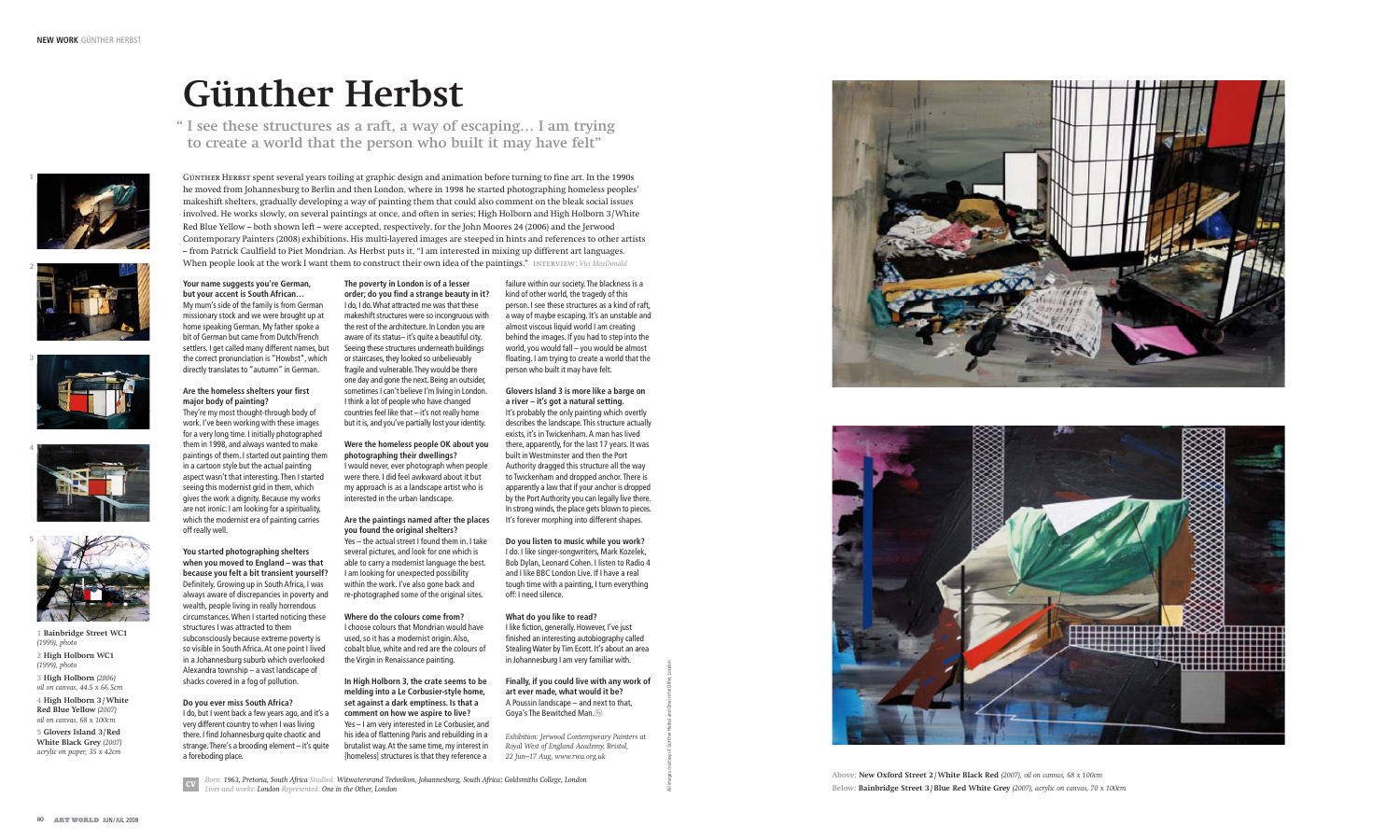# Günther Herbst

> "I see these structures as a raft, a way of escaping… I am trying to create a world that the person who built it may have felt"

Günther Herbst spent several years toiling at graphic design and animation before turning to fine art. In the 1990s he moved from Johannesburg to Berlin and then London, where in 1998 he started photographing homeless peoples' makeshift shelters, gradually developing a way of painting them that could also comment on the bleak social issues involved. He works slowly, on several paintings at once, and often in series; High Holborn and High Holborn 3/White Red Blue Yellow – both shown left – were accepted, respectively, for the John Moores 24 (2006) and the Jerwood Contemporary Painters (2008) exhibitions. His multi-layered images are steeped in hints and references to other artists – from Patrick Caulfield to Piet Mondrian. As Herbst puts it, "I am interested in mixing up different art languages. When people look at the work I want them to construct their own idea of the paintings." INTERVIEW: *Vici MacDonald*

**Your name suggests you're German, but your accent is South African…**
My mum's side of the family is from German missionary stock and we were brought up at home speaking German. My father spoke a bit of German but came from Dutch/French settlers. I get called many different names, but the correct pronunciation is "Howbst", which directly translates to "autumn" in German.

**Are the homeless shelters your first major body of painting?**
They're my most thought-through body of work. I've been working with these images for a very long time. I initially photographed them in 1998, and always wanted to make paintings of them. I started out painting them in a cartoon style but the actual painting aspect wasn't that interesting. Then I started seeing this modernist grid in them, which gives the work a dignity. Because my works are not ironic: I am looking for a spirituality, which the modernist era of painting carries off really well.

**You started photographing shelters when you moved to England – was that because you felt a bit transient yourself?**
Definitely. Growing up in South Africa, I was always aware of discrepancies in poverty and wealth, people living in really horrendous circumstances. When I started noticing these structures I was attracted to them subconsciously because extreme poverty is so visible in South Africa. At one point I lived in a Johannesburg suburb which overlooked Alexandra township – a vast landscape of shacks covered in a fog of pollution.

**Do you ever miss South Africa?**
I do, but I went back a few years ago, and it's a very different country to when I was living there. I find Johannesburg quite chaotic and strange. There's a brooding element – it's quite a foreboding place.

**The poverty in London is of a lesser order; do you find a strange beauty in it?**
I do, I do. What attracted me was that these makeshift structures were so incongruous with the rest of the architecture. In London you are aware of its status – it's quite a beautiful city. Seeing these structures underneath buildings or staircases, they looked so unbelievably fragile and vulnerable. They would be there one day and gone the next. Being an outsider, sometimes I can't believe I'm living in London. I think a lot of people who have changed countries feel like that – it's not really home but it is, and you've partially lost your identity.

**Were the homeless people OK about you photographing their dwellings?**
I would never, ever photograph when people were there. I did feel awkward about it but my approach is as a landscape artist who is interested in the urban landscape.

**Are the paintings named after the places you found the original shelters?**
Yes – the actual street I found them in. I take several pictures, and look for one which is able to carry a modernist language the best. I am looking for unexpected possibility within the work. I've also gone back and re-photographed some of the original sites.

**Where do the colours come from?**
I choose colours that Mondrian would have used, so it has a modernist origin. Also, cobalt blue, white and red are the colours of the Virgin in Renaissance painting.

**In High Holborn 3, the crate seems to be melding into a Le Corbusier-style home, set against a dark emptiness. Is that a comment on how we aspire to live?**
Yes – I am very interested in Le Corbusier, and his idea of flattening Paris and rebuilding in a brutalist way. At the same time, my interest in [homeless] structures is that they reference a failure within our society. The blackness is a kind of other world, the tragedy of this person. I see these structures as a kind of raft, a way of maybe escaping. It's an unstable and almost viscous liquid world I am creating behind the images. If you had to step into the world, you would fall – you would be almost floating. I am trying to create a world that the person who built it may have felt.

**Glovers Island 3 is more like a barge on a river – it's got a natural setting.**
It's probably the only painting which overtly describes the landscape. This structure actually exists, it's in Twickenham. A man has lived there, apparently, for the last 17 years. It was built in Westminster and then the Port Authority dragged this structure all the way to Twickenham and dropped anchor. There is apparently a law that if your anchor is dropped by the Port Authority you can legally live there. In strong winds, the place gets blown to pieces. It's forever morphing into different shapes.

**Do you listen to music while you work?**
I do. I like singer-songwriters, Mark Kozelek, Bob Dylan, Leonard Cohen. I listen to Radio 4 and I like BBC London Live. If I have a real tough time with a painting, I turn everything off: I need silence.

**What do you like to read?**
I like fiction, generally. However, I've just finished an interesting autobiography called Stealing Water by Tim Ecott. It's about an area in Johannesburg I am very familiar with.

**Finally, if you could live with any work of art ever made, what would it be?**
A Poussin landscape – and next to that, Goya's The Bewitched Man.

*Exhibition: Jerwood Contemporary Painters at Royal West of England Academy, Bristol, 22 Jun–17 Aug, www.rwa.org.uk*

CV *Born:* 1963, Pretoria, South Africa *Studied:* Witwatersrand Technikon, Johannesburg, South Africa; Goldsmiths College, London *Lives and works:* London *Represented:* One in the Other, London

1 **Bainbridge Street WC1** *(1999), photo*

2 **High Holborn WC1** *(1999), photo*

3 **High Holborn** *(2006) oil on canvas, 44.5 x 66.5cm*

4 **High Holborn 3/White Red Blue Yellow** *(2007) oil on canvas, 68 x 100cm*

5 **Glovers Island 3/Red White Black Grey** *(2007) acrylic on paper, 35 x 42cm*

Above: **New Oxford Street 2/White Black Red** *(2007), oil on canvas, 68 x 100cm*

Below: **Bainbridge Street 3/Blue Red White Grey** *(2007), acrylic on canvas, 70 x 100cm*

All images courtesy © Günther Herbst and One in the Other, London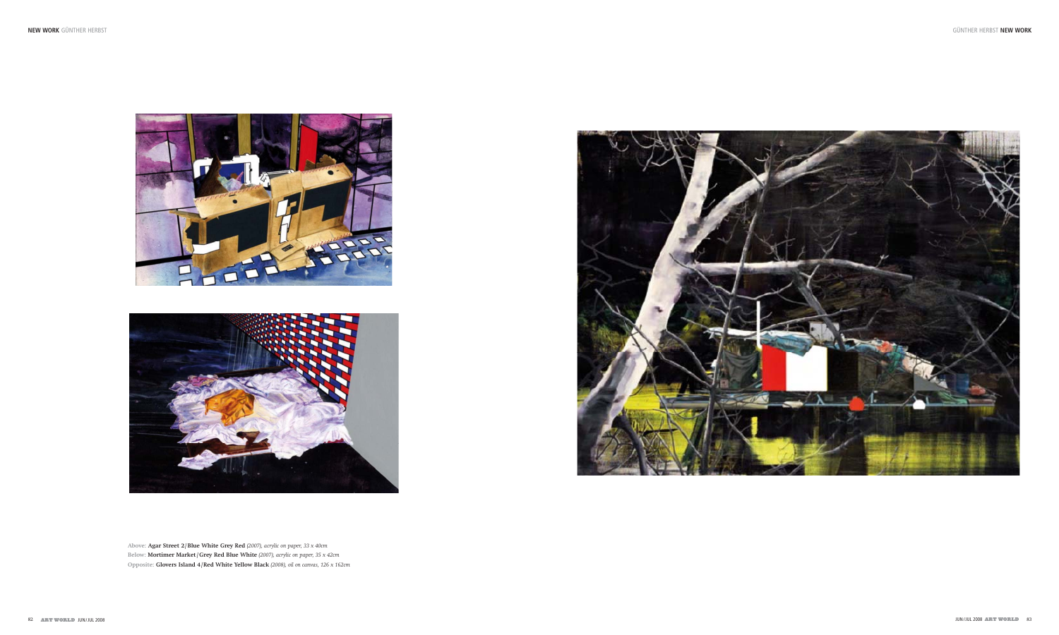Above: **Agar Street 2/Blue White Grey Red** *(2007), acrylic on paper, 33 x 40cm*
Below: **Mortimer Market/Grey Red Blue White** *(2007), acrylic on paper, 35 x 42cm*
Opposite: **Glovers Island 4/Red White Yellow Black** *(2008), oil on canvas, 126 x 162cm*